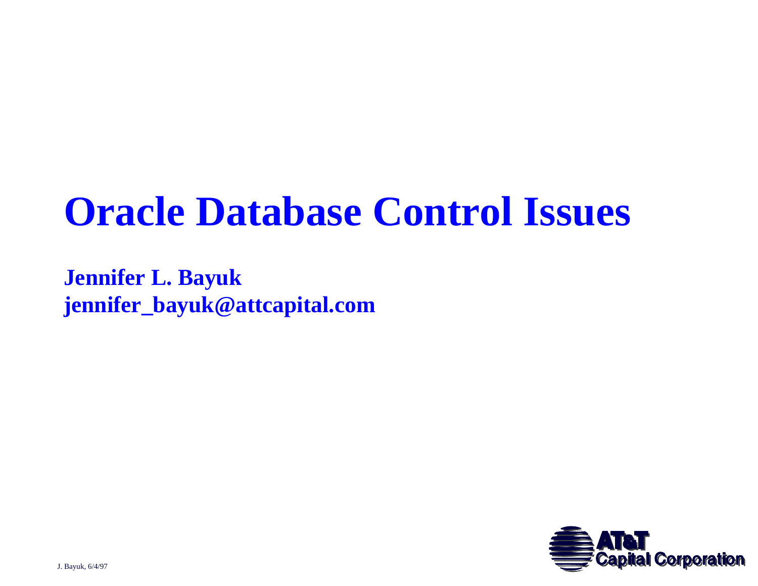# Oracle Database Control Issues

**Jennifer L. Bayuk**
**jennifer_bayuk@attcapital.com**

J. Bayuk, 6/4/97

AT&T Capital Corporation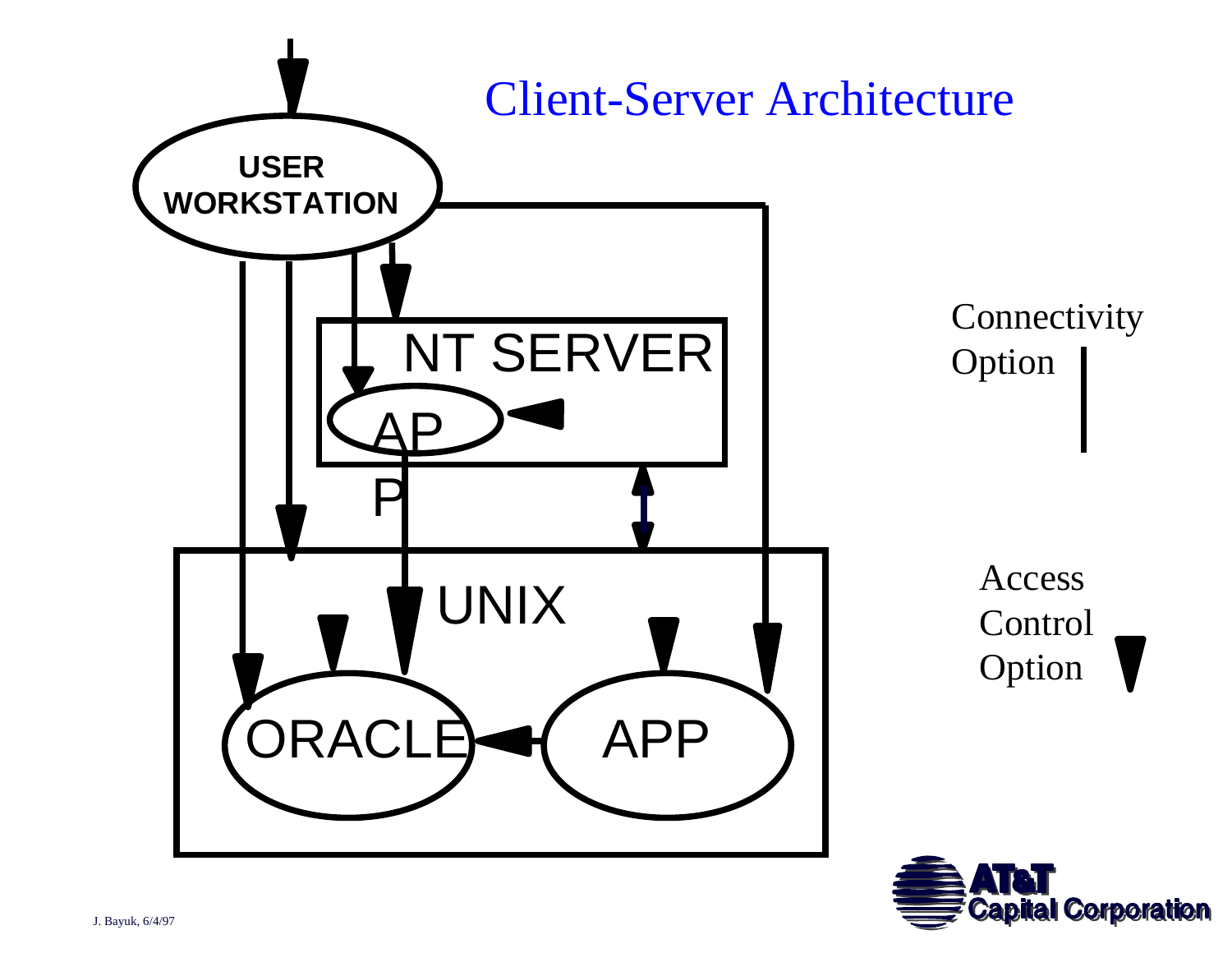# Client-Server Architecture

USER WORKSTATION

NT SERVER

APP

UNIX

ORACLE

APP

Connectivity Option

Access Control Option

J. Bayuk, 6/4/97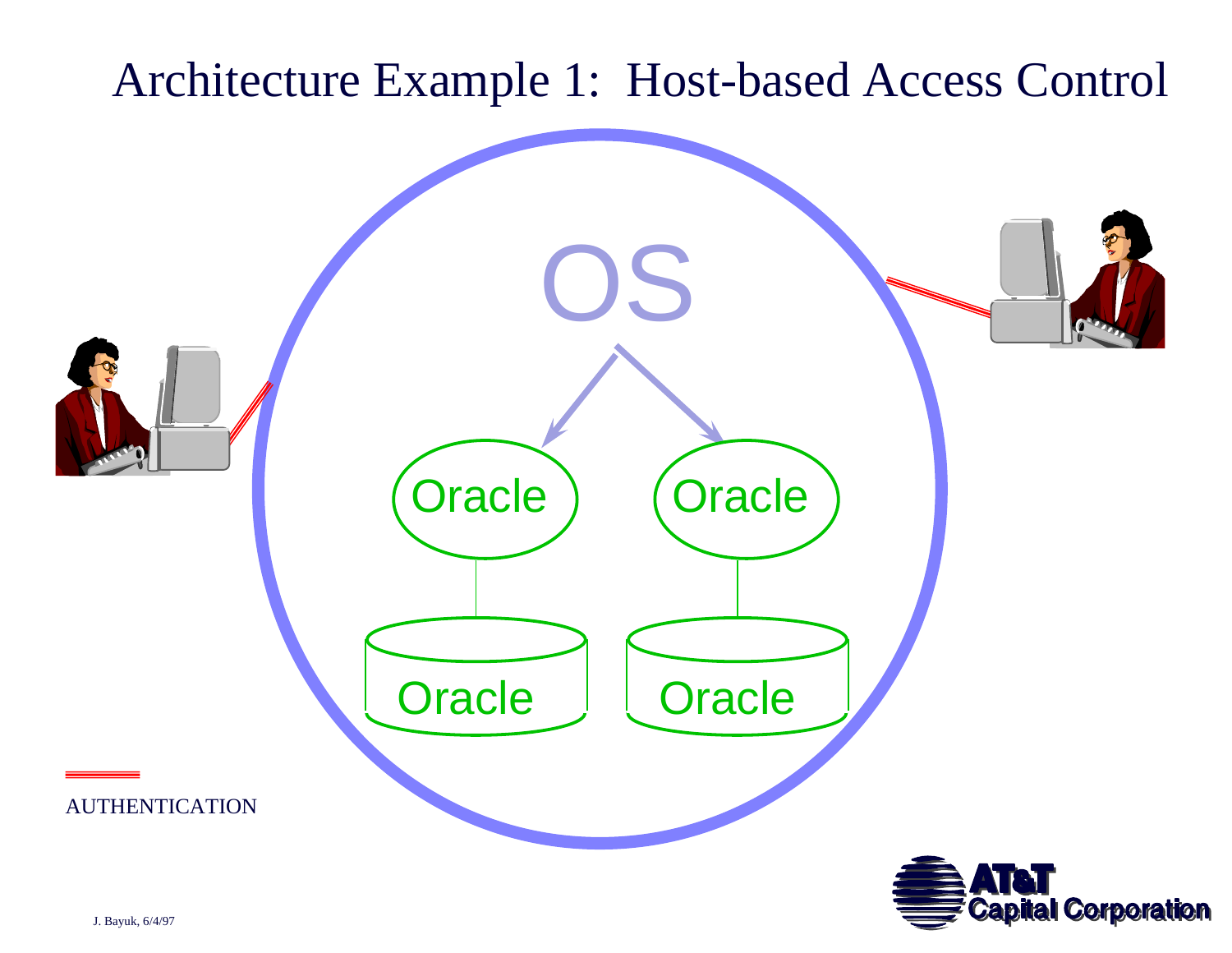# Architecture Example 1: Host-based Access Control

OS

Oracle

Oracle

Oracle

Oracle

AUTHENTICATION

J. Bayuk, 6/4/97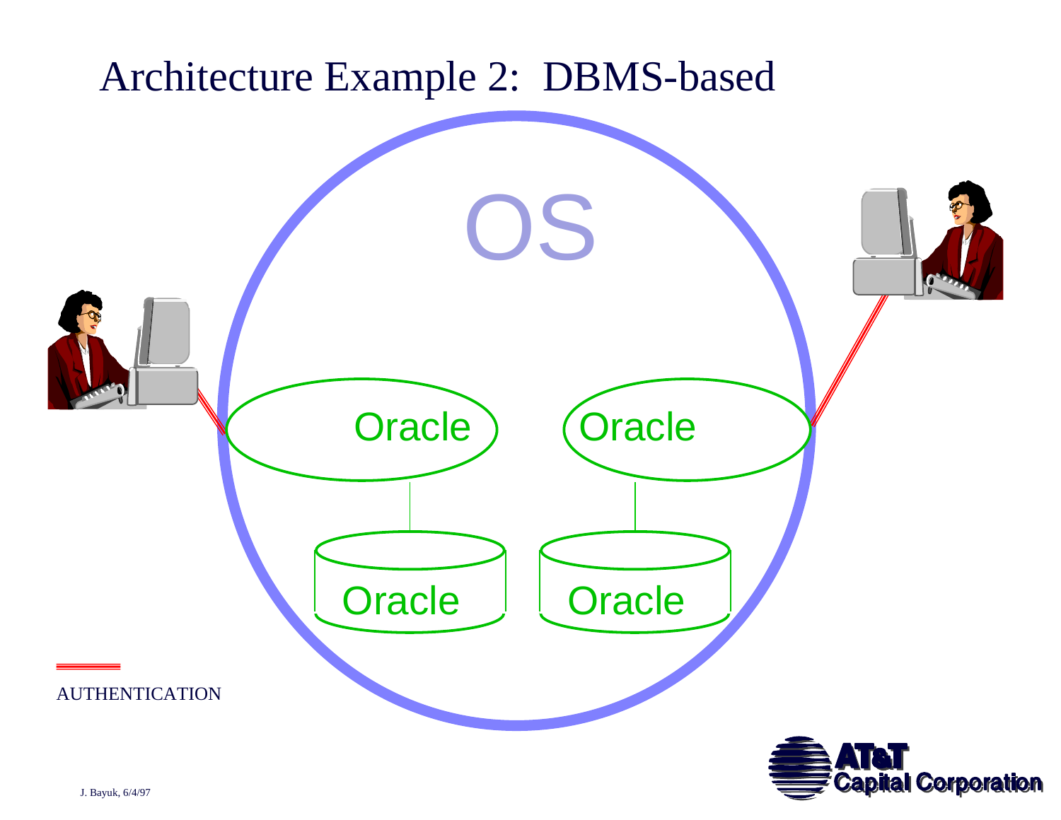# Architecture Example 2: DBMS-based

OS

Oracle

Oracle

Oracle

Oracle

AUTHENTICATION

J. Bayuk, 6/4/97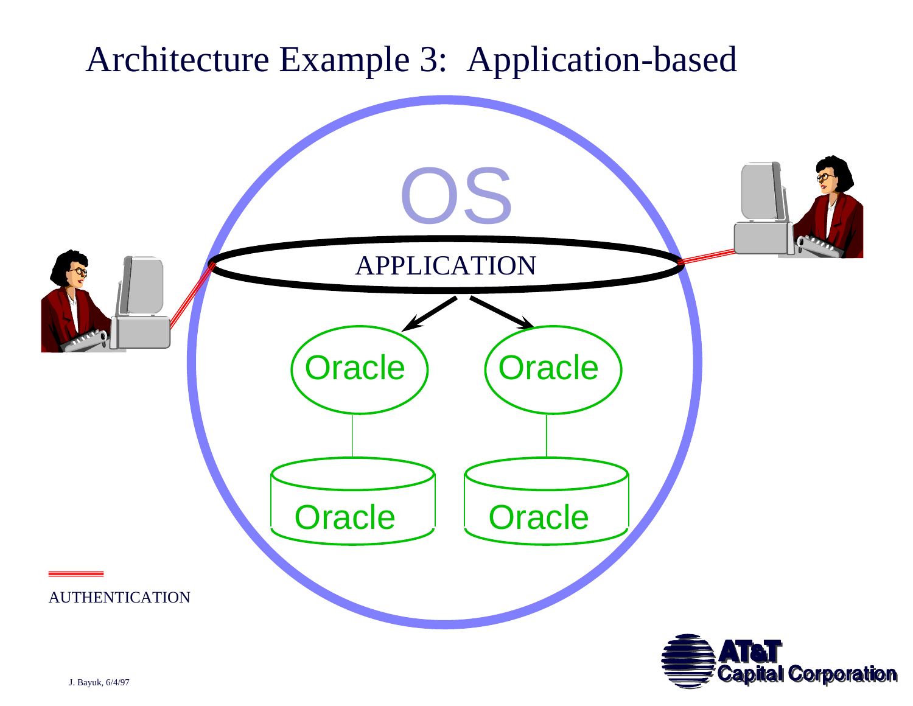# Architecture Example 3: Application-based

OS

APPLICATION

Oracle

Oracle

Oracle

Oracle

AUTHENTICATION

J. Bayuk, 6/4/97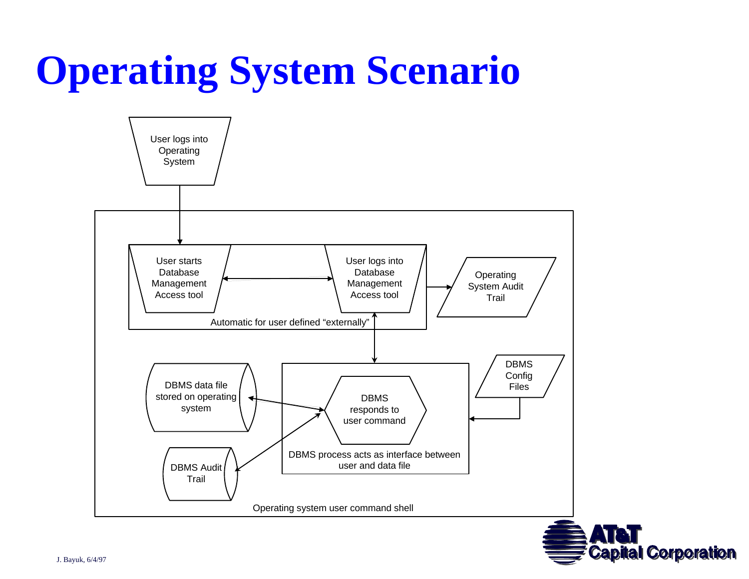# Operating System Scenario

User logs into Operating System

User starts Database Management Access tool

User logs into Database Management Access tool

Automatic for user defined “externally”

Operating System Audit Trail

DBMS Config Files

DBMS data file stored on operating system

DBMS responds to user command

DBMS process acts as interface between user and data file

DBMS Audit Trail

Operating system user command shell

J. Bayuk, 6/4/97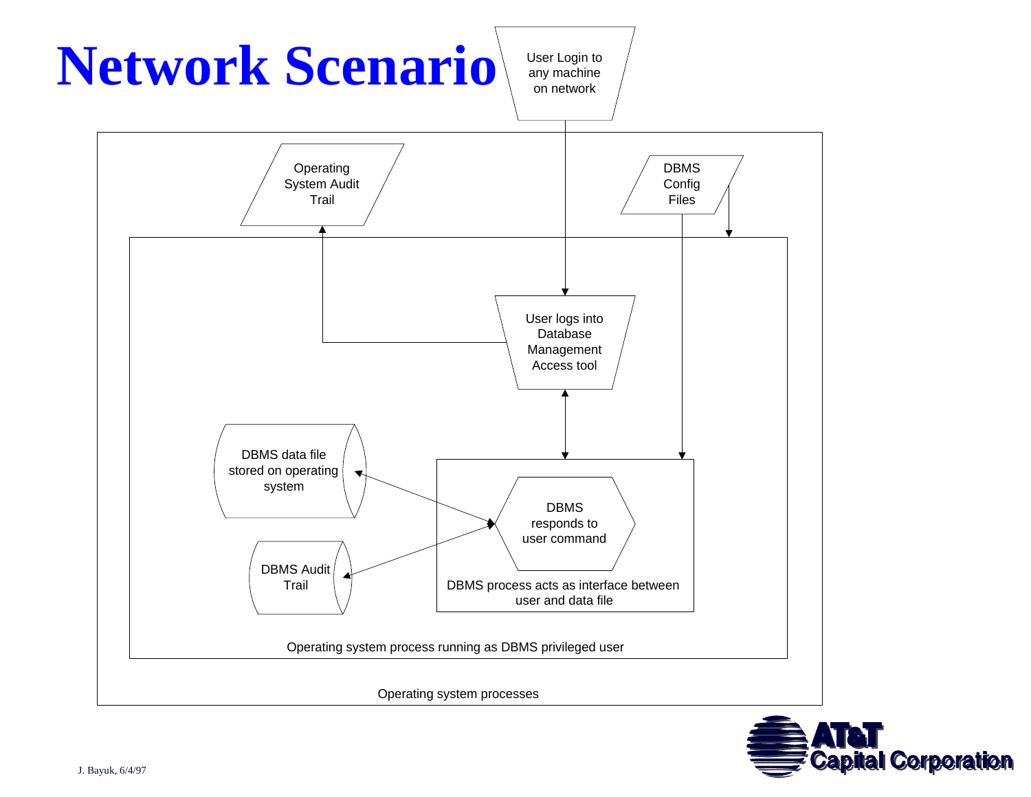# Network Scenario

User Login to any machine on network

Operating System Audit Trail

DBMS Config Files

User logs into Database Management Access tool

DBMS data file stored on operating system

DBMS responds to user command

DBMS Audit Trail

DBMS process acts as interface between user and data file

Operating system process running as DBMS privileged user

Operating system processes

J. Bayuk, 6/4/97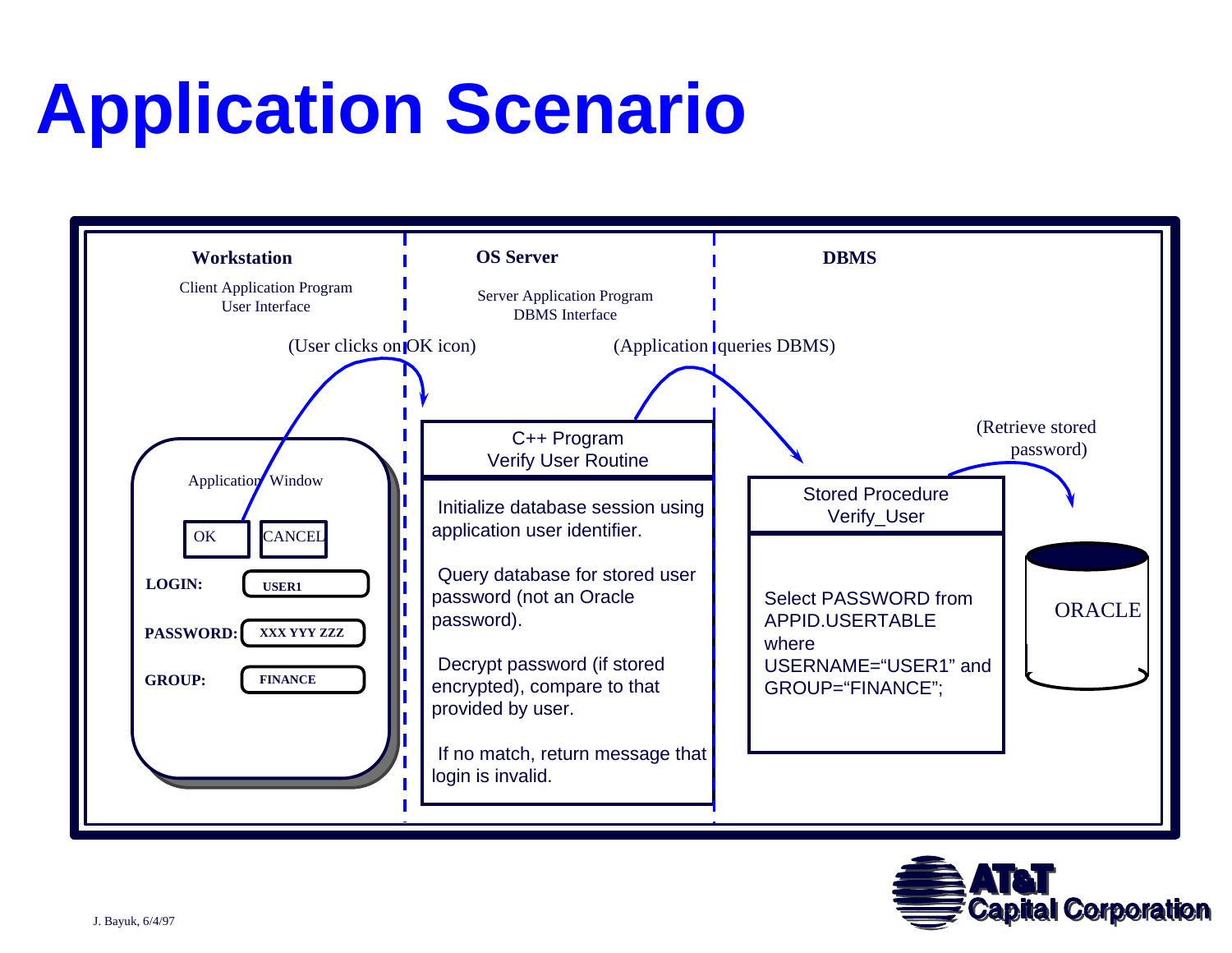# Application Scenario

**Workstation**

Client Application Program
User Interface

**OS Server**

Server Application Program
DBMS Interface

**DBMS**

(User clicks on OK icon)

(Application queries DBMS)

(Retrieve stored password)

Application Window

OK | CANCEL

**LOGIN:** USER1

**PASSWORD:** XXX YYY ZZZ

**GROUP:** FINANCE

**C++ Program**
**Verify User Routine**

Initialize database session using application user identifier.

Query database for stored user password (not an Oracle password).

Decrypt password (if stored encrypted), compare to that provided by user.

If no match, return message that login is invalid.

**Stored Procedure**
**Verify_User**

Select PASSWORD from APPID.USERTABLE where USERNAME="USER1" and GROUP="FINANCE";

ORACLE

J. Bayuk, 6/4/97

AT&T Capital Corporation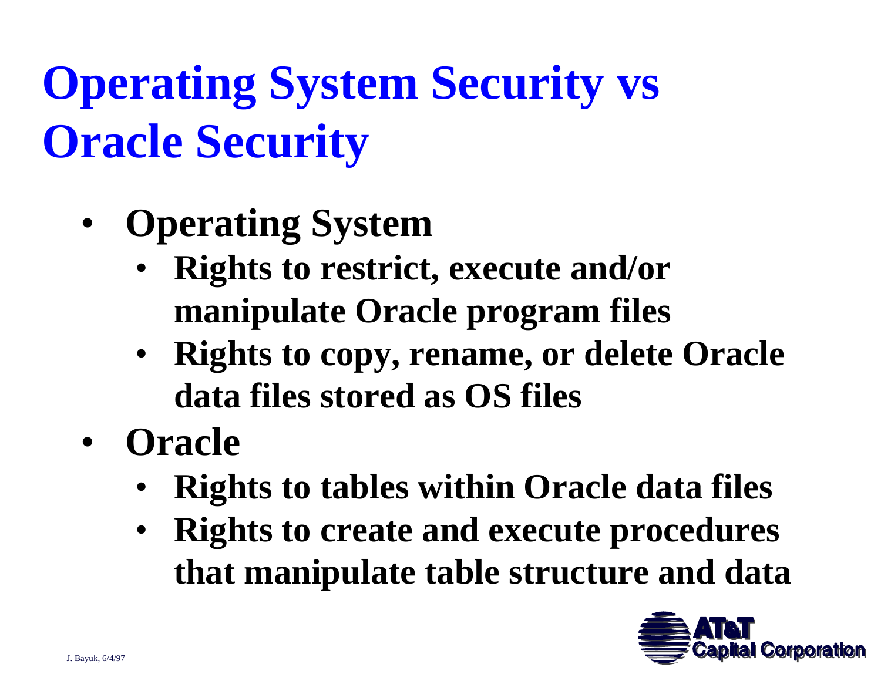# Operating System Security vs Oracle Security

- **Operating System**
  - **Rights to restrict, execute and/or manipulate Oracle program files**
  - **Rights to copy, rename, or delete Oracle data files stored as OS files**
- **Oracle**
  - **Rights to tables within Oracle data files**
  - **Rights to create and execute procedures that manipulate table structure and data**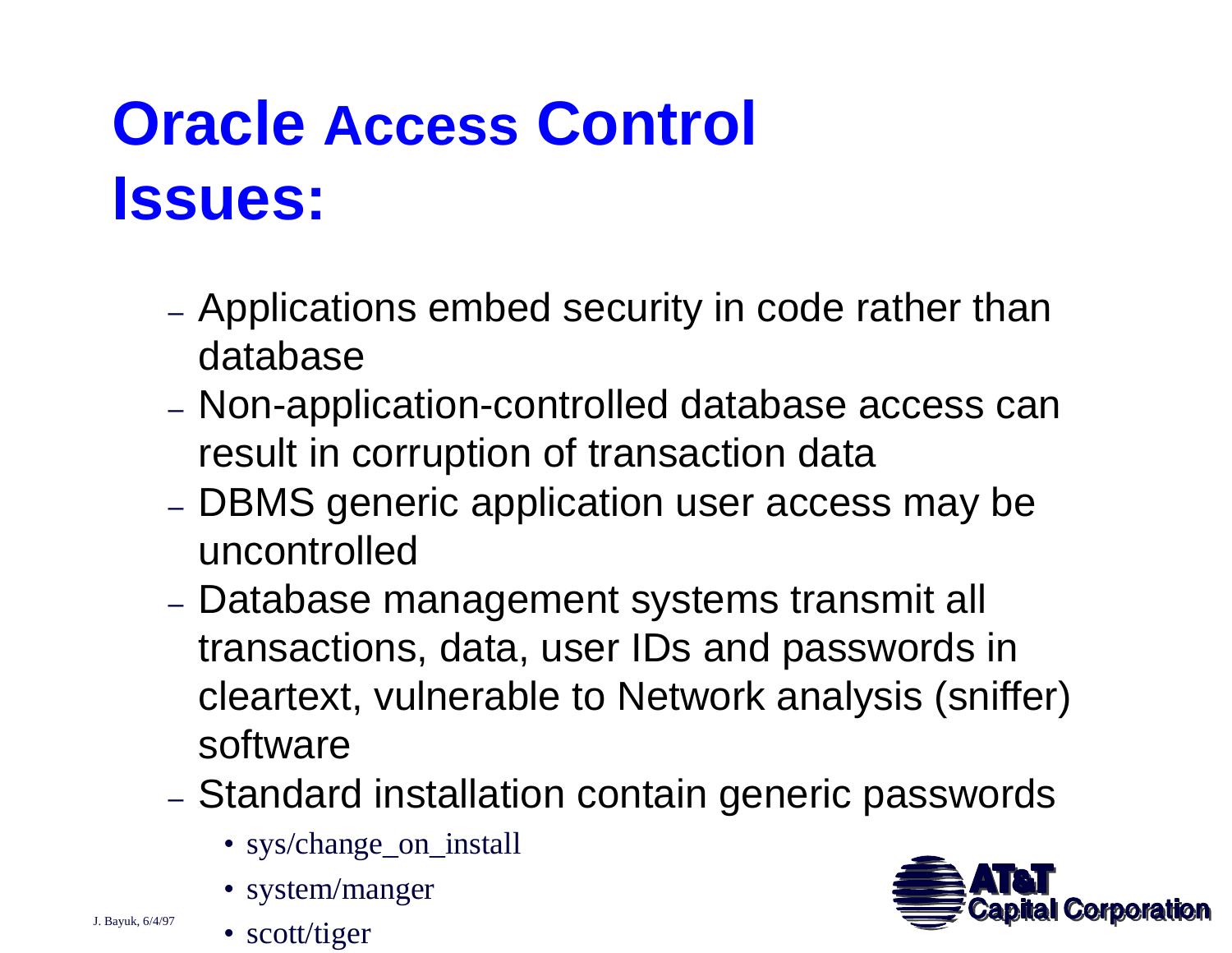# Oracle Access Control Issues:

- Applications embed security in code rather than database
- Non-application-controlled database access can result in corruption of transaction data
- DBMS generic application user access may be uncontrolled
- Database management systems transmit all transactions, data, user IDs and passwords in cleartext, vulnerable to Network analysis (sniffer) software
- Standard installation contain generic passwords
  - sys/change_on_install
  - system/manger
  - scott/tiger

J. Bayuk, 6/4/97

AT&T Capital Corporation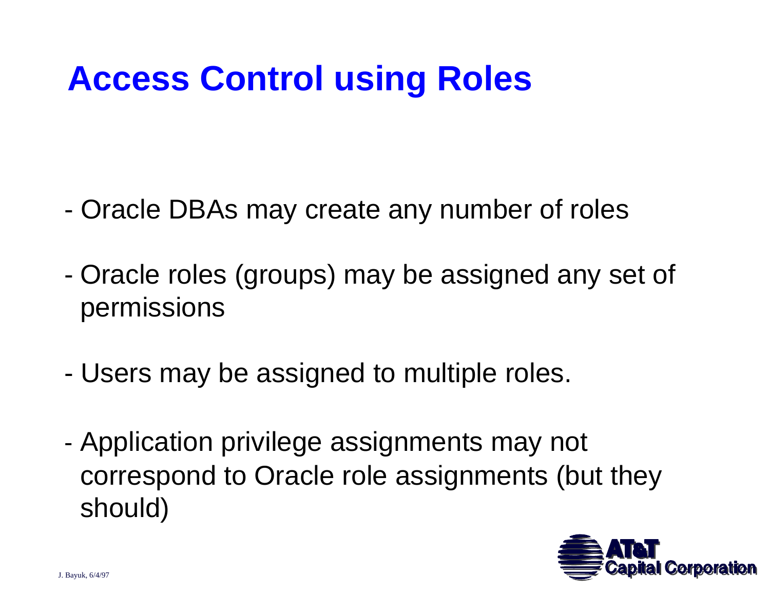# Access Control using Roles

- Oracle DBAs may create any number of roles
- Oracle roles (groups) may be assigned any set of permissions
- Users may be assigned to multiple roles.
- Application privilege assignments may not correspond to Oracle role assignments (but they should)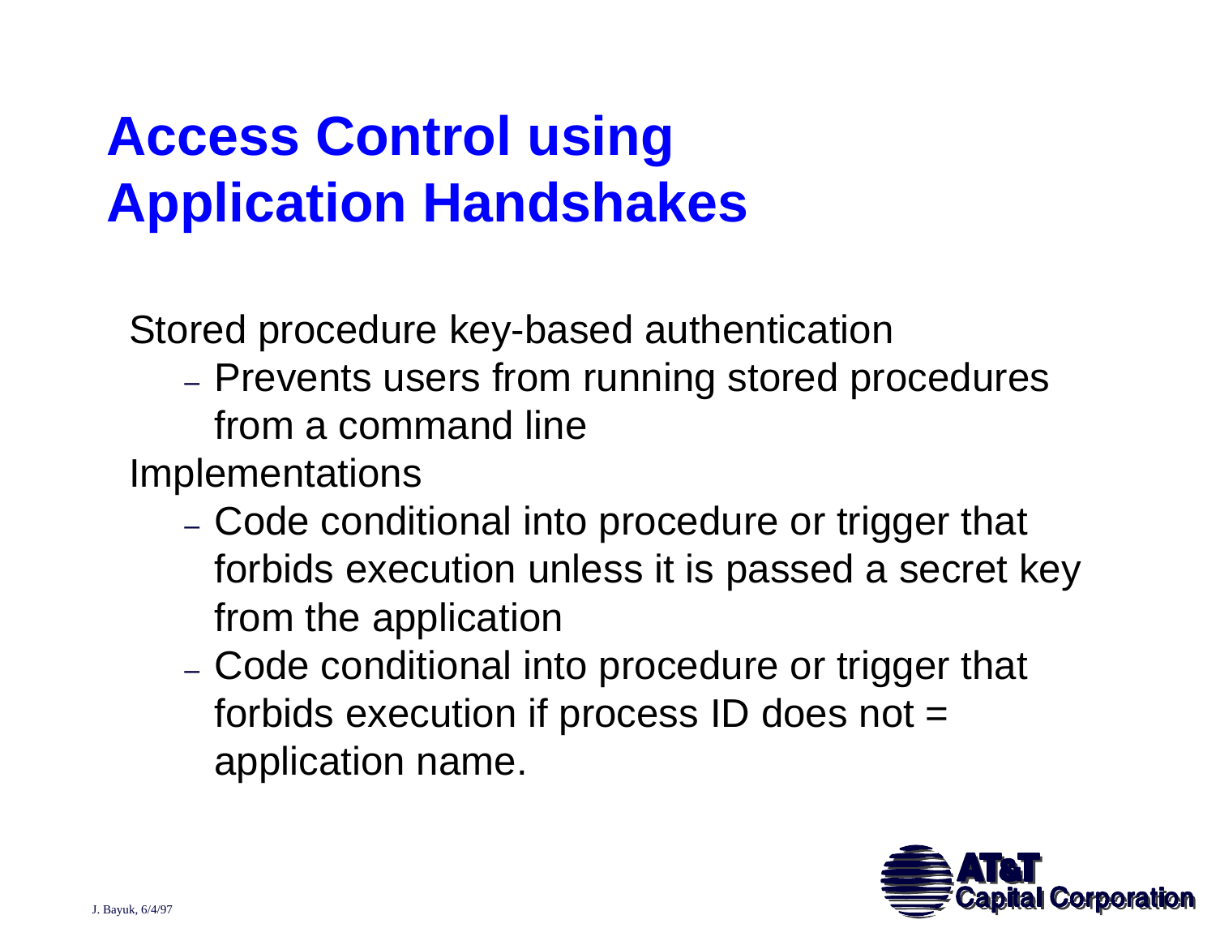# Access Control using Application Handshakes

Stored procedure key-based authentication

- Prevents users from running stored procedures from a command line

Implementations

- Code conditional into procedure or trigger that forbids execution unless it is passed a secret key from the application
- Code conditional into procedure or trigger that forbids execution if process ID does not = application name.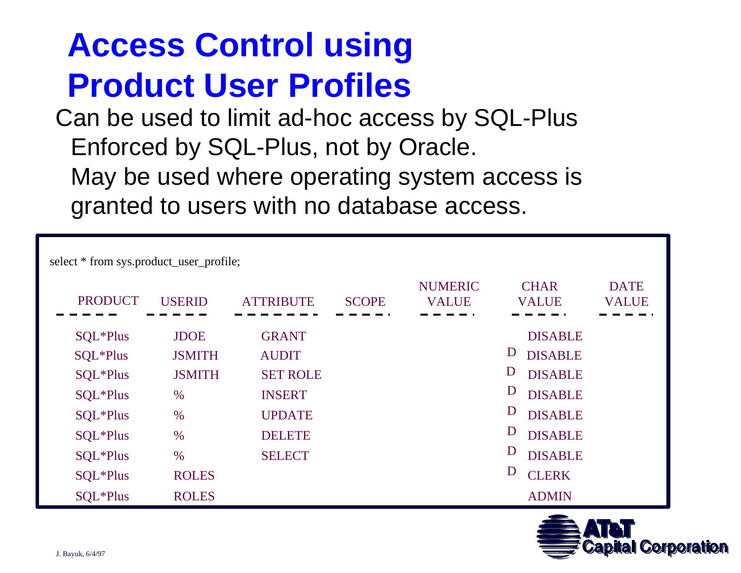# Access Control using Product User Profiles

Can be used to limit ad-hoc access by SQL-Plus

- Enforced by SQL-Plus, not by Oracle.
- May be used where operating system access is granted to users with no database access.

```
select * from sys.product_user_profile;
```

| PRODUCT | USERID | ATTRIBUTE | SCOPE | NUMERIC VALUE | CHAR VALUE | DATE VALUE |
|---|---|---|---|---|---|---|
| SQL*Plus | JDOE | GRANT | | | DISABLE | |
| SQL*Plus | JSMITH | AUDIT | | | D DISABLE | |
| SQL*Plus | JSMITH | SET ROLE | | | D DISABLE | |
| SQL*Plus | % | INSERT | | | D DISABLE | |
| SQL*Plus | % | UPDATE | | | D DISABLE | |
| SQL*Plus | % | DELETE | | | D DISABLE | |
| SQL*Plus | % | SELECT | | | D DISABLE | |
| SQL*Plus | ROLES | | | | D CLERK | |
| SQL*Plus | ROLES | | | | ADMIN | |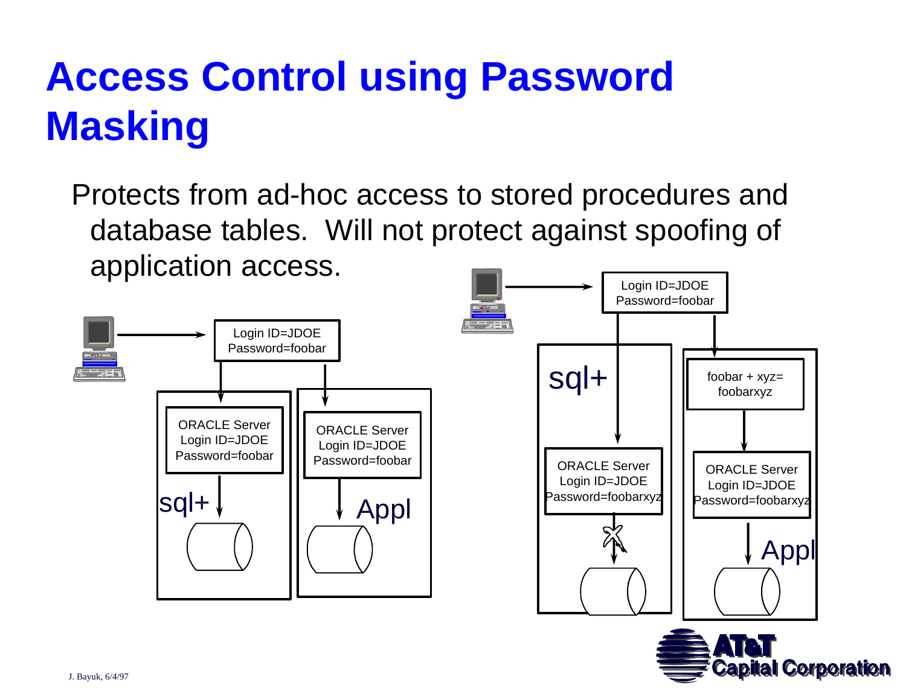# Access Control using Password Masking

Protects from ad-hoc access to stored procedures and database tables. Will not protect against spoofing of application access.

Login ID=JDOE
Password=foobar

ORACLE Server
Login ID=JDOE
Password=foobar

sql+

ORACLE Server
Login ID=JDOE
Password=foobar

Appl

Login ID=JDOE
Password=foobar

sql+

ORACLE Server
Login ID=JDOE
Password=foobarxyz

foobar + xyz=
foobarxyz

ORACLE Server
Login ID=JDOE
Password=foobarxyz

Appl

J. Bayuk, 6/4/97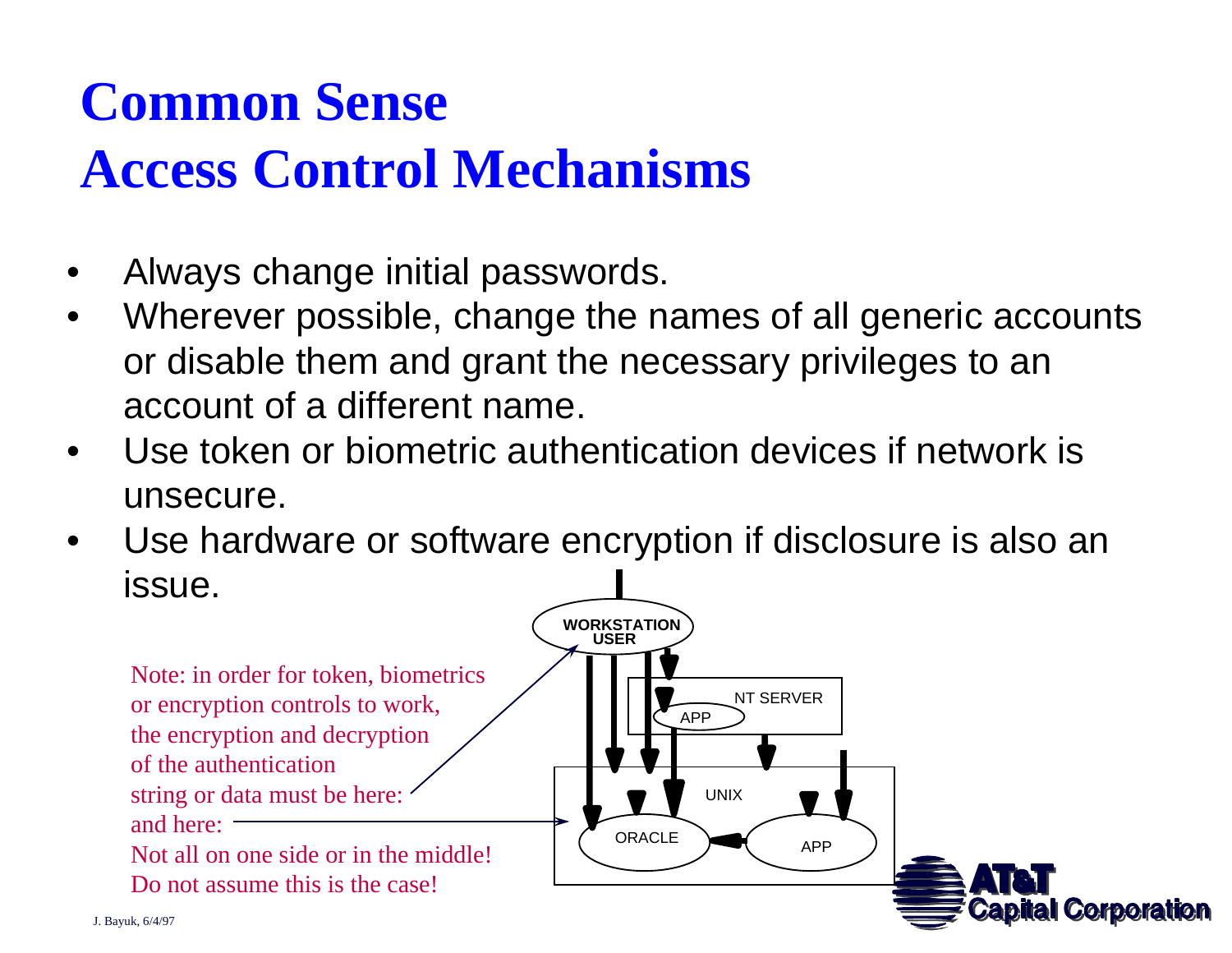# Common Sense Access Control Mechanisms

- Always change initial passwords.
- Wherever possible, change the names of all generic accounts or disable them and grant the necessary privileges to an account of a different name.
- Use token or biometric authentication devices if network is unsecure.
- Use hardware or software encryption if disclosure is also an issue.

Note: in order for token, biometrics or encryption controls to work, the encryption and decryption of the authentication string or data must be here:
and here:
Not all on one side or in the middle!
Do not assume this is the case!

WORKSTATION USER

NT SERVER

APP

UNIX

ORACLE

APP

J. Bayuk, 6/4/97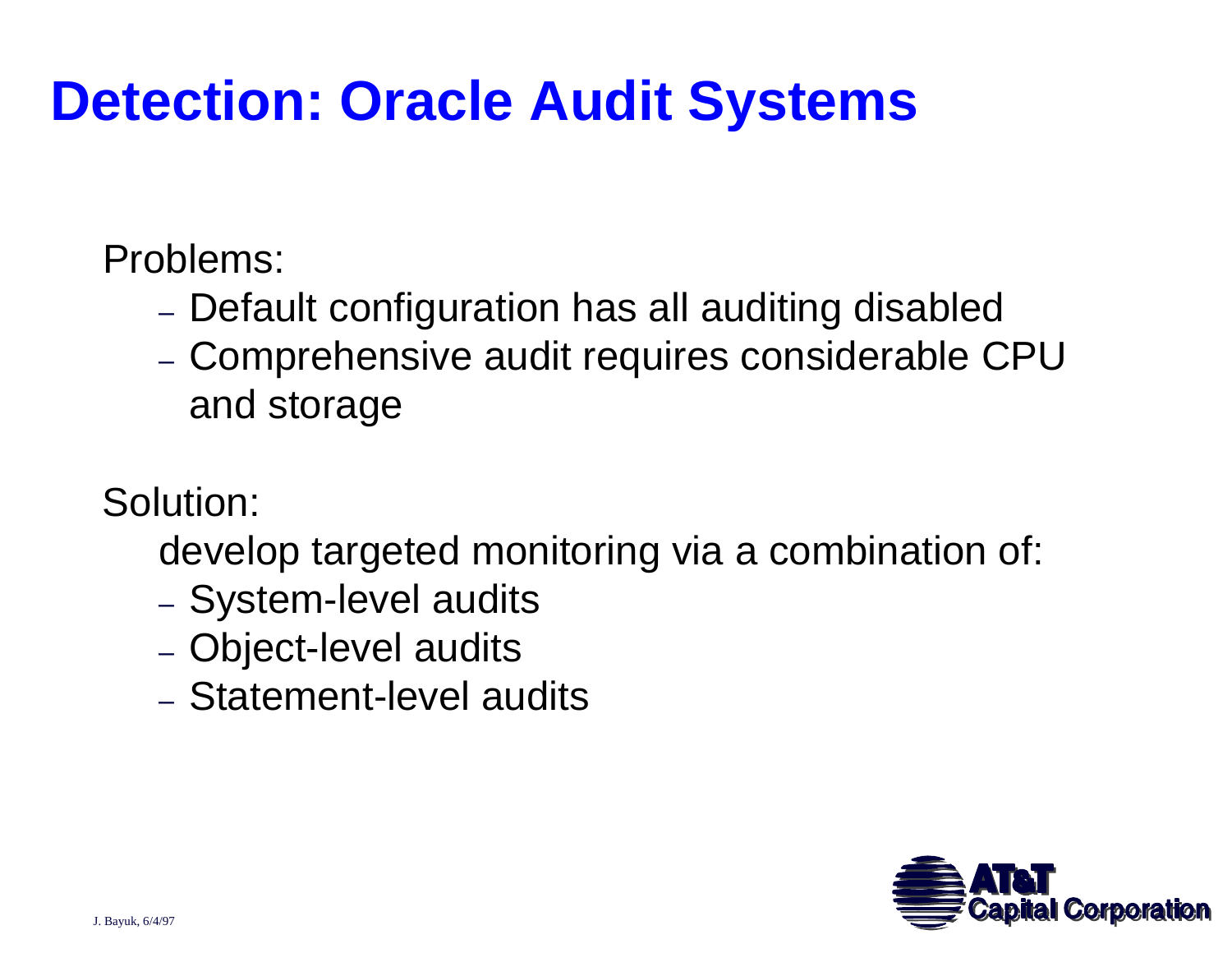# Detection: Oracle Audit Systems

Problems:

- Default configuration has all auditing disabled
- Comprehensive audit requires considerable CPU and storage

Solution:

develop targeted monitoring via a combination of:

- System-level audits
- Object-level audits
- Statement-level audits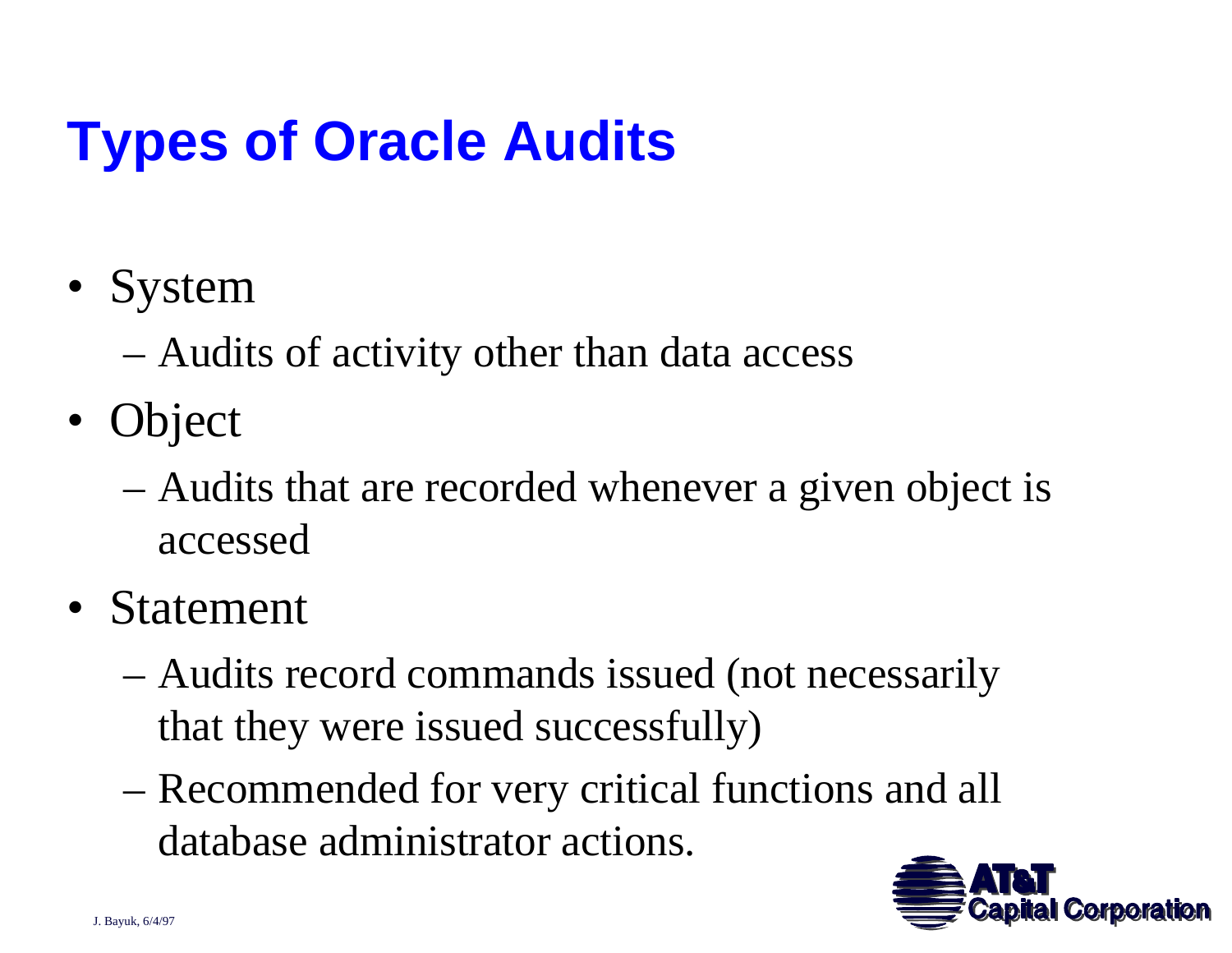# Types of Oracle Audits

- System
  - Audits of activity other than data access
- Object
  - Audits that are recorded whenever a given object is accessed
- Statement
  - Audits record commands issued (not necessarily that they were issued successfully)
  - Recommended for very critical functions and all database administrator actions.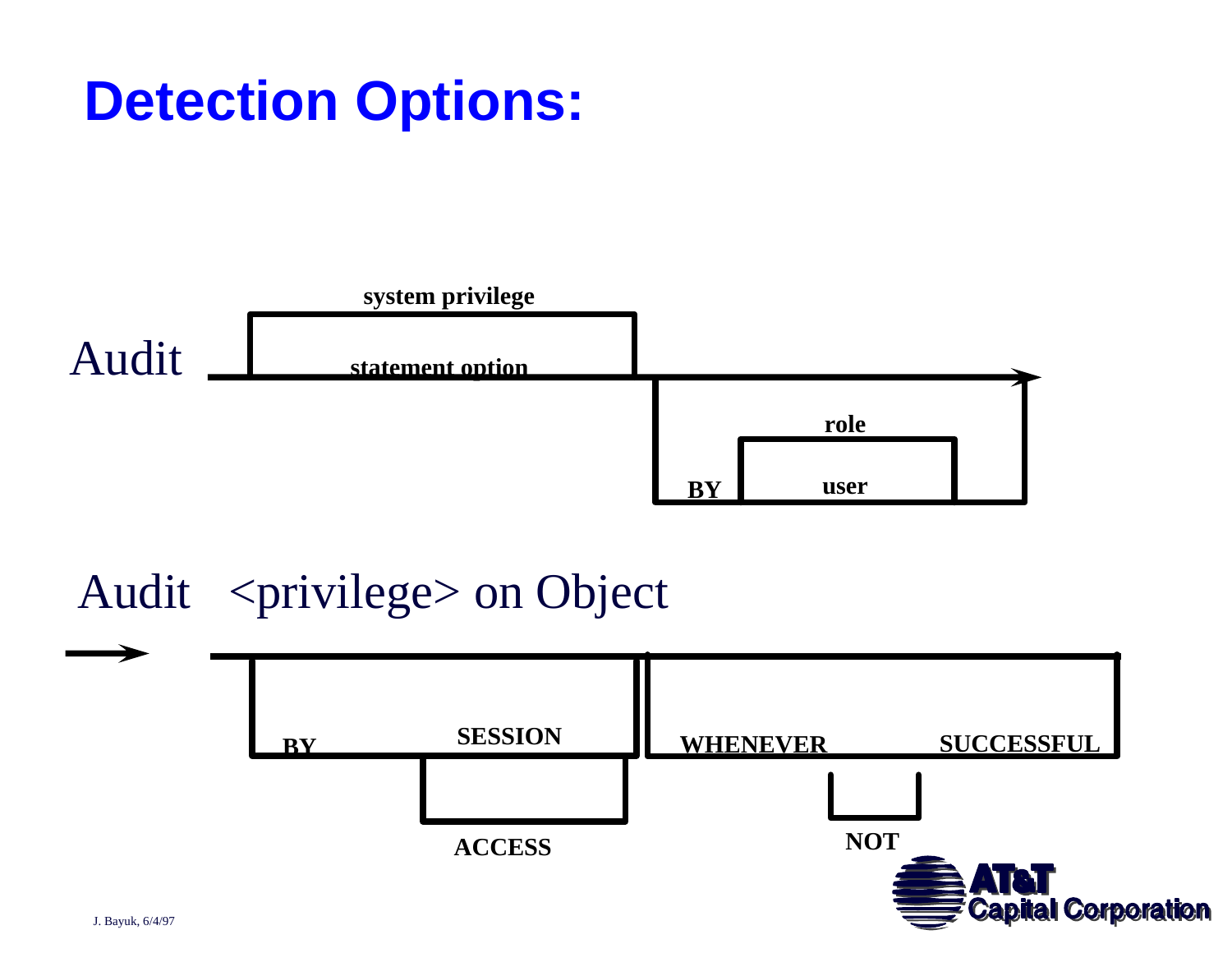# Detection Options:

Audit

system privilege

statement option

BY

role

user

Audit <privilege> on Object

BY

SESSION

ACCESS

WHENEVER

NOT

SUCCESSFUL

J. Bayuk, 6/4/97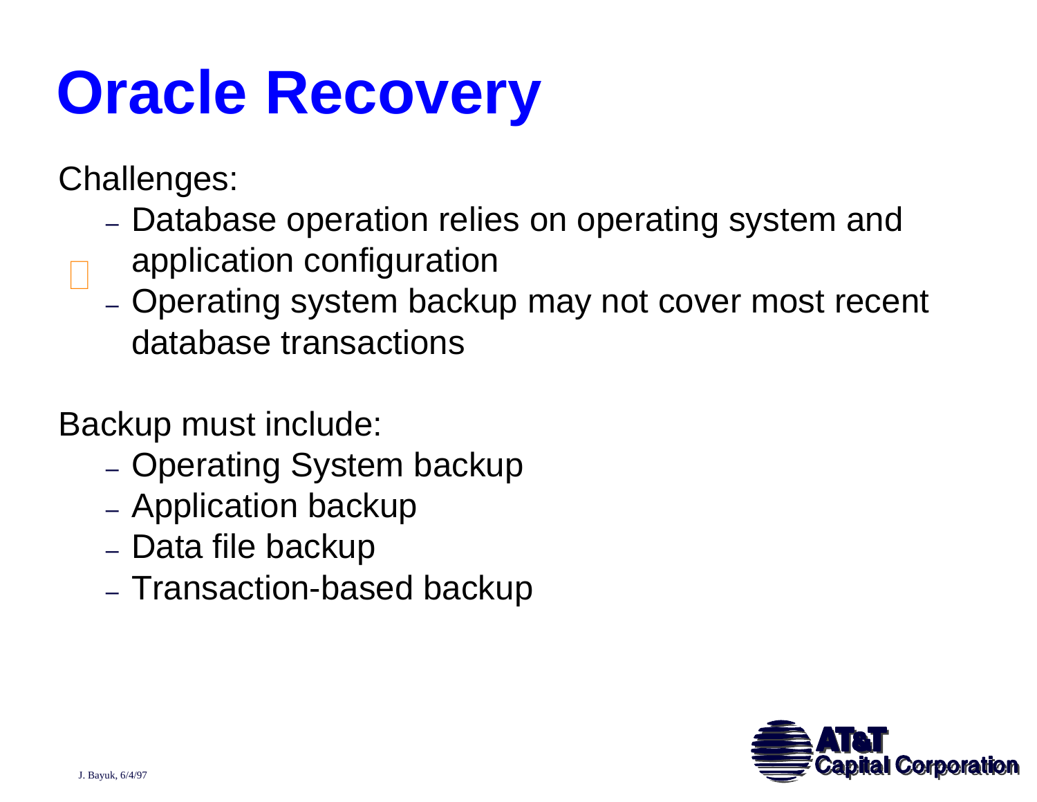# Oracle Recovery

Challenges:

- Database operation relies on operating system and application configuration
- Operating system backup may not cover most recent database transactions

Backup must include:

- Operating System backup
- Application backup
- Data file backup
- Transaction-based backup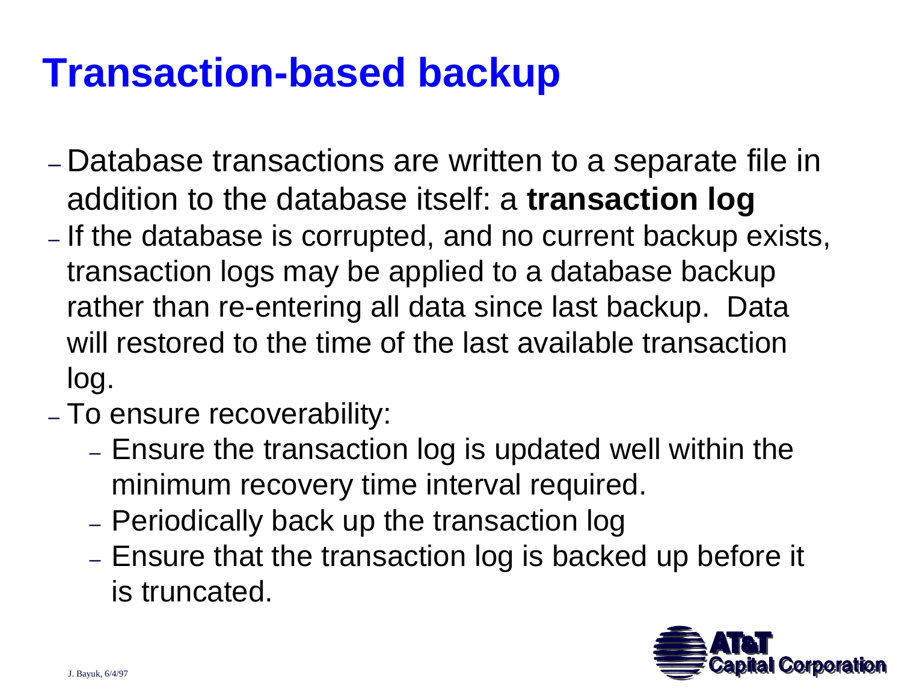# Transaction-based backup

- Database transactions are written to a separate file in addition to the database itself: a **transaction log**
- If the database is corrupted, and no current backup exists, transaction logs may be applied to a database backup rather than re-entering all data since last backup. Data will restored to the time of the last available transaction log.
- To ensure recoverability:
  - Ensure the transaction log is updated well within the minimum recovery time interval required.
  - Periodically back up the transaction log
  - Ensure that the transaction log is backed up before it is truncated.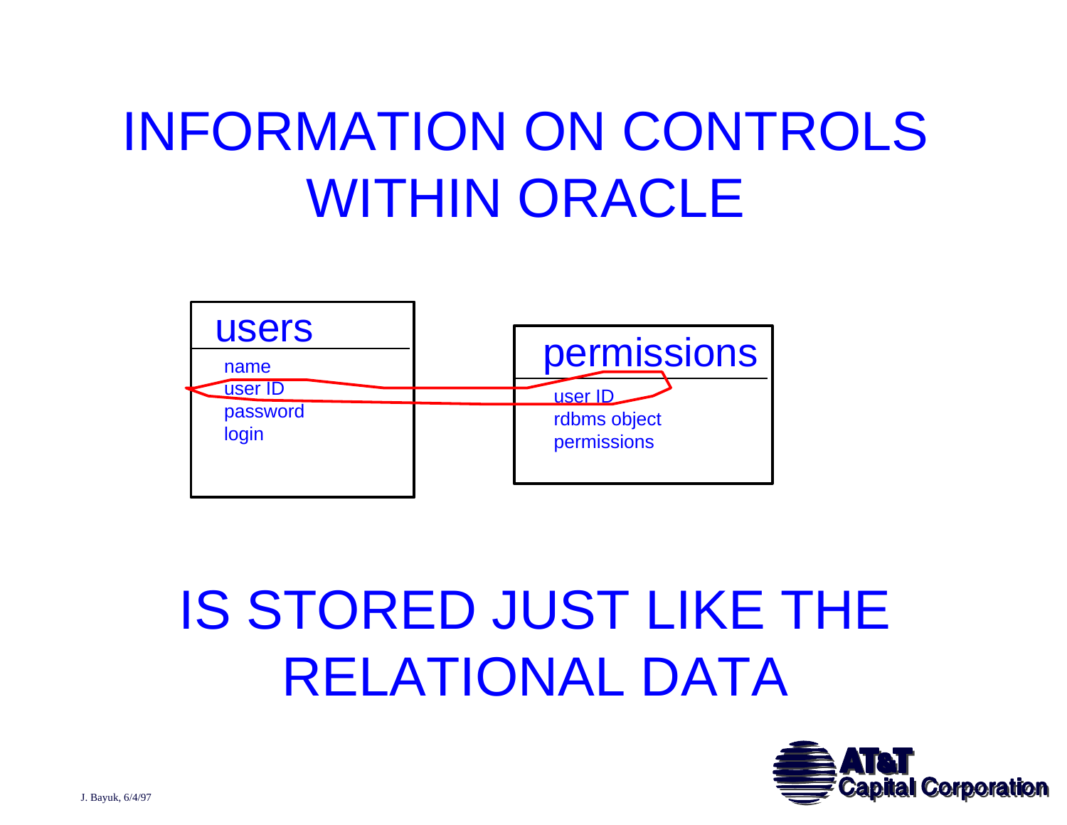# INFORMATION ON CONTROLS WITHIN ORACLE

**users**
- name
- user ID
- password
- login

**permissions**
- user ID
- rdbms object
- permissions

# IS STORED JUST LIKE THE RELATIONAL DATA

J. Bayuk, 6/4/97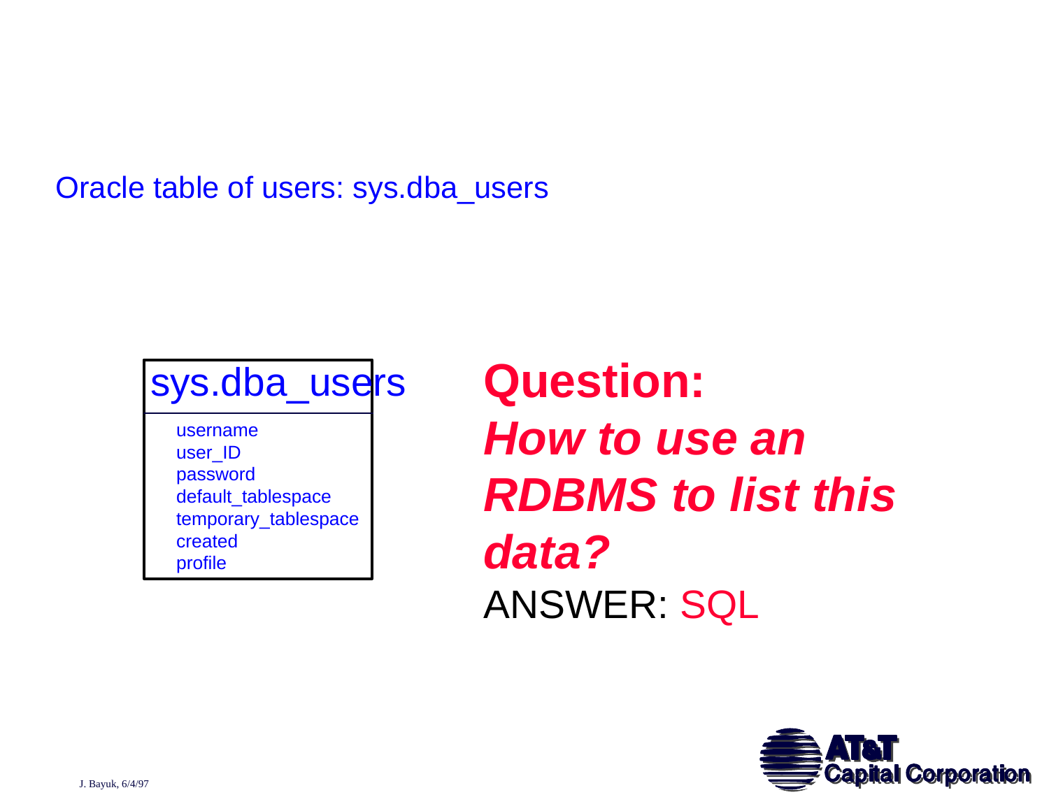Oracle table of users: sys.dba_users

| sys.dba_users |
| --- |
| username |
| user_ID |
| password |
| default_tablespace |
| temporary_tablespace |
| created |
| profile |

**Question:**
***How to use an RDBMS to list this data?***

ANSWER: SQL

J. Bayuk, 6/4/97

AT&T Capital Corporation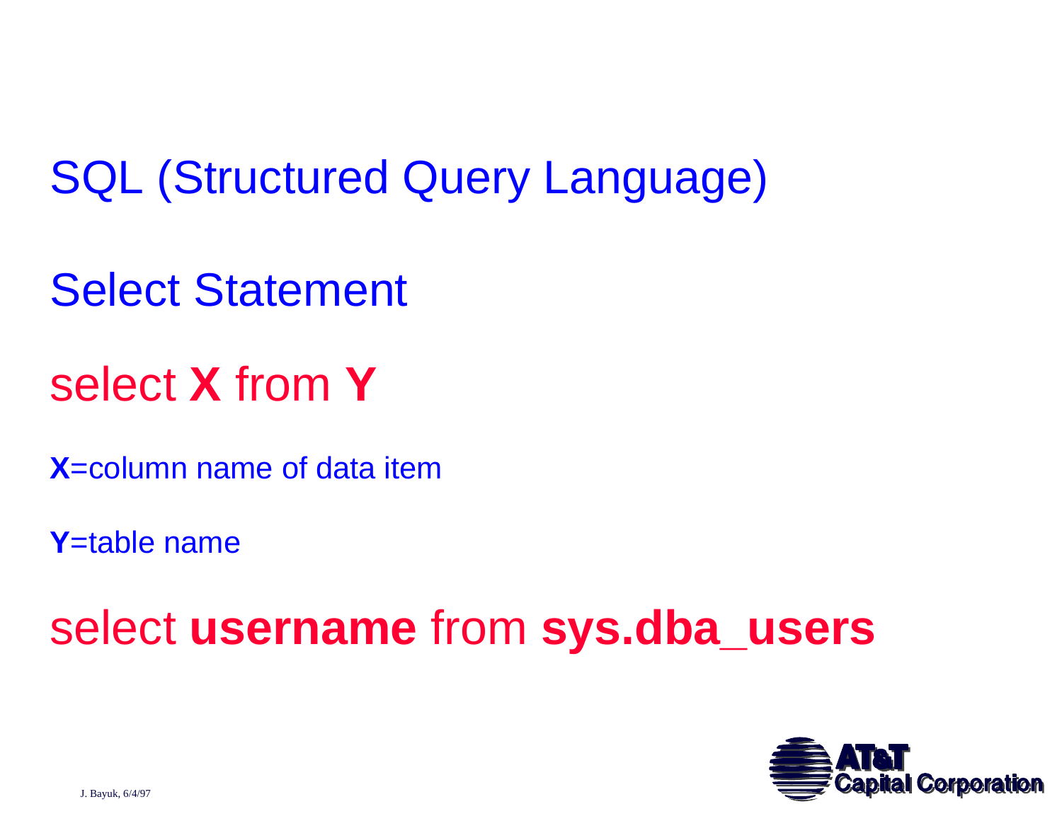# SQL (Structured Query Language)

## Select Statement

select **X** from **Y**

**X**=column name of data item

**Y**=table name

select **username** from **sys.dba_users**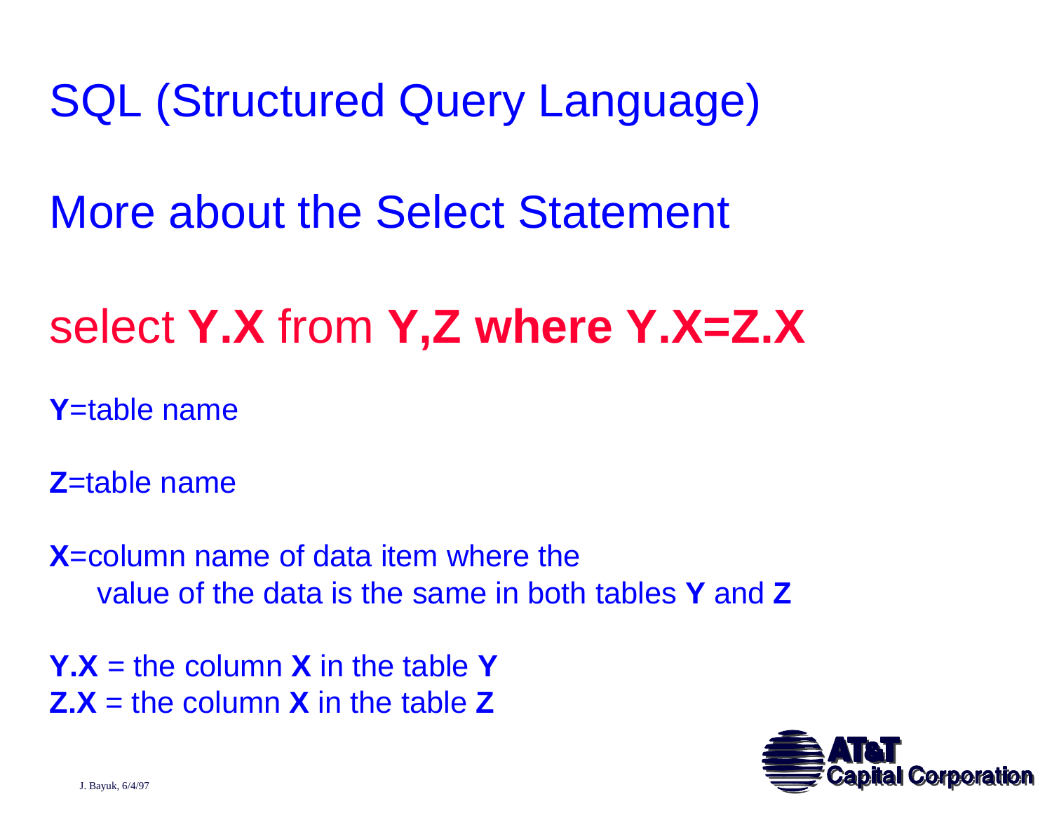# SQL (Structured Query Language)

## More about the Select Statement

## select **Y.X** from **Y,Z where Y.X=Z.X**

**Y**=table name

**Z**=table name

**X**=column name of data item where the value of the data is the same in both tables **Y** and **Z**

**Y.X** = the column **X** in the table **Y**
**Z.X** = the column **X** in the table **Z**

J. Bayuk, 6/4/97

AT&T Capital Corporation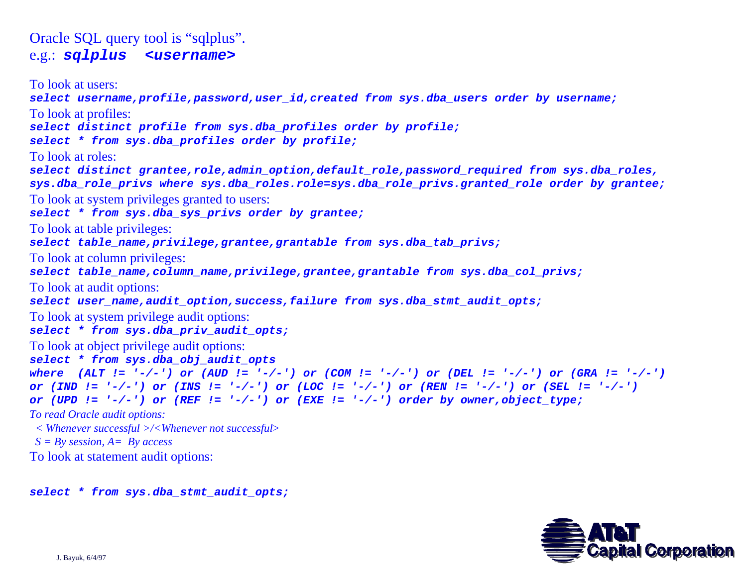Oracle SQL query tool is "sqlplus".
e.g.: ***sqlplus <username>***

To look at users:

```
select username,profile,password,user_id,created from sys.dba_users order by username;
```

To look at profiles:

```
select distinct profile from sys.dba_profiles order by profile;
select * from sys.dba_profiles order by profile;
```

To look at roles:

```
select distinct grantee,role,admin_option,default_role,password_required from sys.dba_roles,
sys.dba_role_privs where sys.dba_roles.role=sys.dba_role_privs.granted_role order by grantee;
```

To look at system privileges granted to users:

```
select * from sys.dba_sys_privs order by grantee;
```

To look at table privileges:

```
select table_name,privilege,grantee,grantable from sys.dba_tab_privs;
```

To look at column privileges:

```
select table_name,column_name,privilege,grantee,grantable from sys.dba_col_privs;
```

To look at audit options:

```
select user_name,audit_option,success,failure from sys.dba_stmt_audit_opts;
```

To look at system privilege audit options:

```
select * from sys.dba_priv_audit_opts;
```

To look at object privilege audit options:

```
select * from sys.dba_obj_audit_opts
where  (ALT != '-/-') or (AUD != '-/-') or (COM != '-/-') or (DEL != '-/-') or (GRA != '-/-')
or (IND != '-/-') or (INS != '-/-') or (LOC != '-/-') or (REN != '-/-') or (SEL != '-/-')
or (UPD != '-/-') or (REF != '-/-') or (EXE != '-/-') order by owner,object_type;
```

*To read Oracle audit options:*
*< Whenever successful >/<Whenever not successful>*
*S = By session, A= By access*

To look at statement audit options:

```
select * from sys.dba_stmt_audit_opts;
```

J. Bayuk, 6/4/97

AT&T Capital Corporation